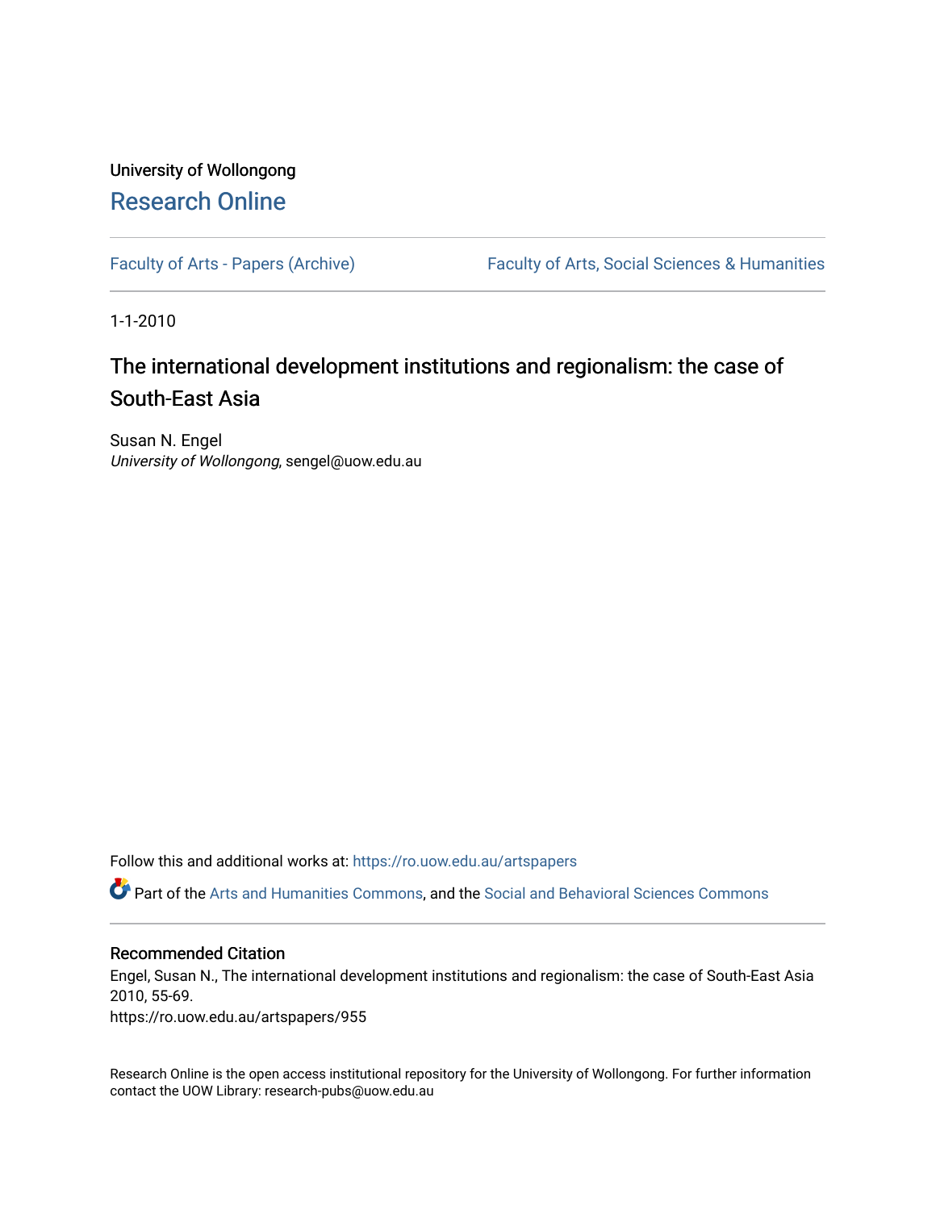University of Wollongong

# Research Online

Faculty of Arts - Papers (Archive)    Faculty of Arts, Social Sciences & Humanities

1-1-2010

## The international development institutions and regionalism: the case of South-East Asia

Susan N. Engel
*University of Wollongong*, sengel@uow.edu.au

Follow this and additional works at: https://ro.uow.edu.au/artspapers

Part of the Arts and Humanities Commons, and the Social and Behavioral Sciences Commons

### Recommended Citation

Engel, Susan N., The international development institutions and regionalism: the case of South-East Asia 2010, 55-69.
https://ro.uow.edu.au/artspapers/955

Research Online is the open access institutional repository for the University of Wollongong. For further information contact the UOW Library: research-pubs@uow.edu.au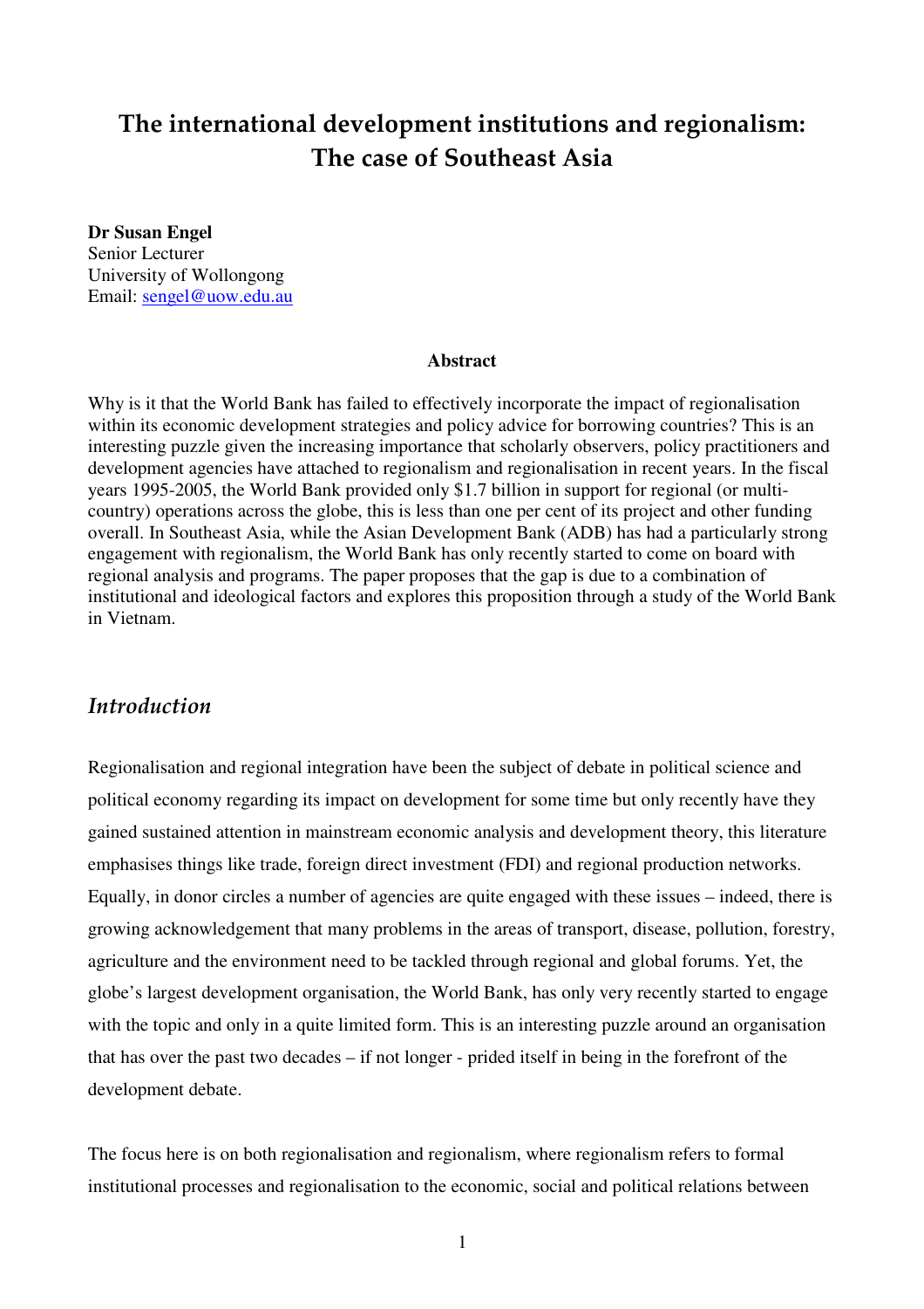# The international development institutions and regionalism: The case of Southeast Asia

**Dr Susan Engel**
Senior Lecturer
University of Wollongong
Email: sengel@uow.edu.au

**Abstract**

Why is it that the World Bank has failed to effectively incorporate the impact of regionalisation within its economic development strategies and policy advice for borrowing countries? This is an interesting puzzle given the increasing importance that scholarly observers, policy practitioners and development agencies have attached to regionalism and regionalisation in recent years. In the fiscal years 1995-2005, the World Bank provided only $1.7 billion in support for regional (or multi-country) operations across the globe, this is less than one per cent of its project and other funding overall. In Southeast Asia, while the Asian Development Bank (ADB) has had a particularly strong engagement with regionalism, the World Bank has only recently started to come on board with regional analysis and programs. The paper proposes that the gap is due to a combination of institutional and ideological factors and explores this proposition through a study of the World Bank in Vietnam.

## *Introduction*

Regionalisation and regional integration have been the subject of debate in political science and political economy regarding its impact on development for some time but only recently have they gained sustained attention in mainstream economic analysis and development theory, this literature emphasises things like trade, foreign direct investment (FDI) and regional production networks. Equally, in donor circles a number of agencies are quite engaged with these issues – indeed, there is growing acknowledgement that many problems in the areas of transport, disease, pollution, forestry, agriculture and the environment need to be tackled through regional and global forums. Yet, the globe's largest development organisation, the World Bank, has only very recently started to engage with the topic and only in a quite limited form. This is an interesting puzzle around an organisation that has over the past two decades – if not longer - prided itself in being in the forefront of the development debate.

The focus here is on both regionalisation and regionalism, where regionalism refers to formal institutional processes and regionalisation to the economic, social and political relations between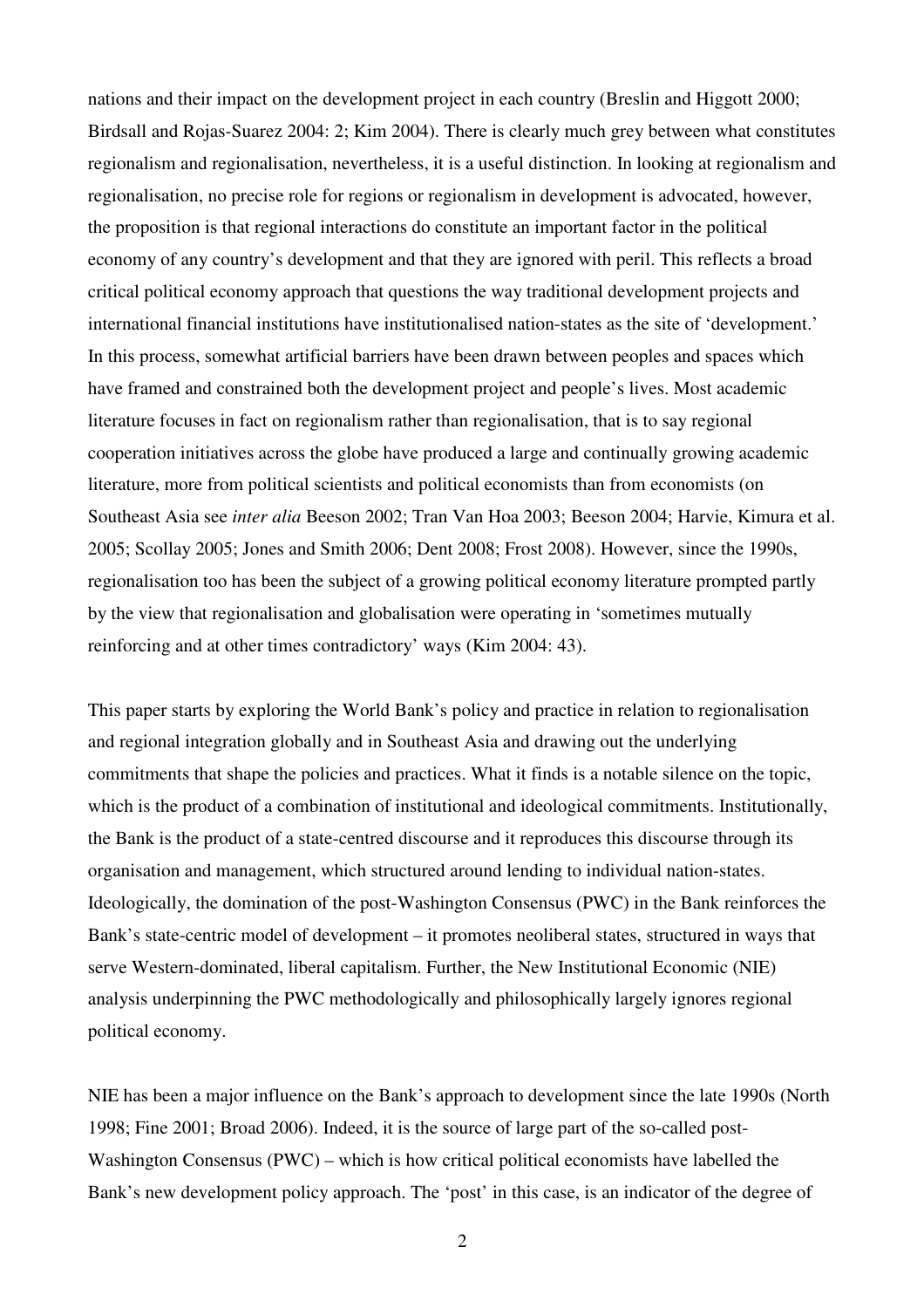nations and their impact on the development project in each country (Breslin and Higgott 2000; Birdsall and Rojas-Suarez 2004: 2; Kim 2004). There is clearly much grey between what constitutes regionalism and regionalisation, nevertheless, it is a useful distinction. In looking at regionalism and regionalisation, no precise role for regions or regionalism in development is advocated, however, the proposition is that regional interactions do constitute an important factor in the political economy of any country's development and that they are ignored with peril. This reflects a broad critical political economy approach that questions the way traditional development projects and international financial institutions have institutionalised nation-states as the site of 'development.' In this process, somewhat artificial barriers have been drawn between peoples and spaces which have framed and constrained both the development project and people's lives. Most academic literature focuses in fact on regionalism rather than regionalisation, that is to say regional cooperation initiatives across the globe have produced a large and continually growing academic literature, more from political scientists and political economists than from economists (on Southeast Asia see *inter alia* Beeson 2002; Tran Van Hoa 2003; Beeson 2004; Harvie, Kimura et al. 2005; Scollay 2005; Jones and Smith 2006; Dent 2008; Frost 2008). However, since the 1990s, regionalisation too has been the subject of a growing political economy literature prompted partly by the view that regionalisation and globalisation were operating in 'sometimes mutually reinforcing and at other times contradictory' ways (Kim 2004: 43).

This paper starts by exploring the World Bank's policy and practice in relation to regionalisation and regional integration globally and in Southeast Asia and drawing out the underlying commitments that shape the policies and practices. What it finds is a notable silence on the topic, which is the product of a combination of institutional and ideological commitments. Institutionally, the Bank is the product of a state-centred discourse and it reproduces this discourse through its organisation and management, which structured around lending to individual nation-states. Ideologically, the domination of the post-Washington Consensus (PWC) in the Bank reinforces the Bank's state-centric model of development – it promotes neoliberal states, structured in ways that serve Western-dominated, liberal capitalism. Further, the New Institutional Economic (NIE) analysis underpinning the PWC methodologically and philosophically largely ignores regional political economy.

NIE has been a major influence on the Bank's approach to development since the late 1990s (North 1998; Fine 2001; Broad 2006). Indeed, it is the source of large part of the so-called post-Washington Consensus (PWC) – which is how critical political economists have labelled the Bank's new development policy approach. The 'post' in this case, is an indicator of the degree of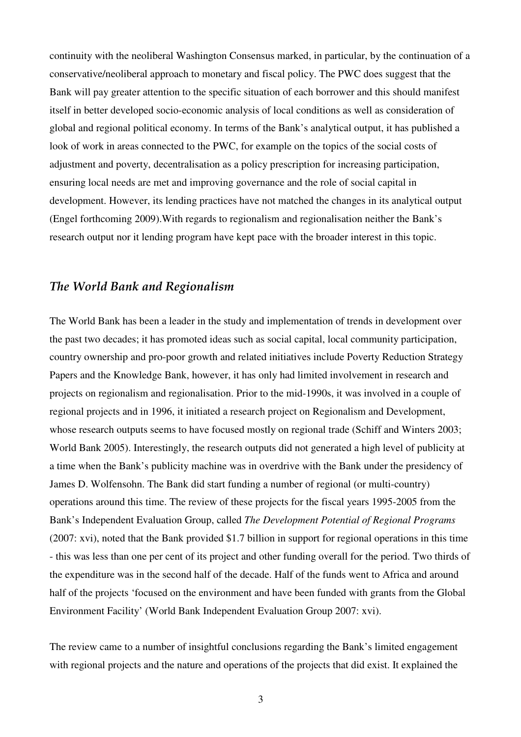continuity with the neoliberal Washington Consensus marked, in particular, by the continuation of a conservative/neoliberal approach to monetary and fiscal policy. The PWC does suggest that the Bank will pay greater attention to the specific situation of each borrower and this should manifest itself in better developed socio-economic analysis of local conditions as well as consideration of global and regional political economy. In terms of the Bank's analytical output, it has published a look of work in areas connected to the PWC, for example on the topics of the social costs of adjustment and poverty, decentralisation as a policy prescription for increasing participation, ensuring local needs are met and improving governance and the role of social capital in development. However, its lending practices have not matched the changes in its analytical output (Engel forthcoming 2009).With regards to regionalism and regionalisation neither the Bank's research output nor it lending program have kept pace with the broader interest in this topic.

## *The World Bank and Regionalism*

The World Bank has been a leader in the study and implementation of trends in development over the past two decades; it has promoted ideas such as social capital, local community participation, country ownership and pro-poor growth and related initiatives include Poverty Reduction Strategy Papers and the Knowledge Bank, however, it has only had limited involvement in research and projects on regionalism and regionalisation. Prior to the mid-1990s, it was involved in a couple of regional projects and in 1996, it initiated a research project on Regionalism and Development, whose research outputs seems to have focused mostly on regional trade (Schiff and Winters 2003; World Bank 2005). Interestingly, the research outputs did not generated a high level of publicity at a time when the Bank's publicity machine was in overdrive with the Bank under the presidency of James D. Wolfensohn. The Bank did start funding a number of regional (or multi-country) operations around this time. The review of these projects for the fiscal years 1995-2005 from the Bank's Independent Evaluation Group, called *The Development Potential of Regional Programs* (2007: xvi), noted that the Bank provided $1.7 billion in support for regional operations in this time - this was less than one per cent of its project and other funding overall for the period. Two thirds of the expenditure was in the second half of the decade. Half of the funds went to Africa and around half of the projects 'focused on the environment and have been funded with grants from the Global Environment Facility' (World Bank Independent Evaluation Group 2007: xvi).

The review came to a number of insightful conclusions regarding the Bank's limited engagement with regional projects and the nature and operations of the projects that did exist. It explained the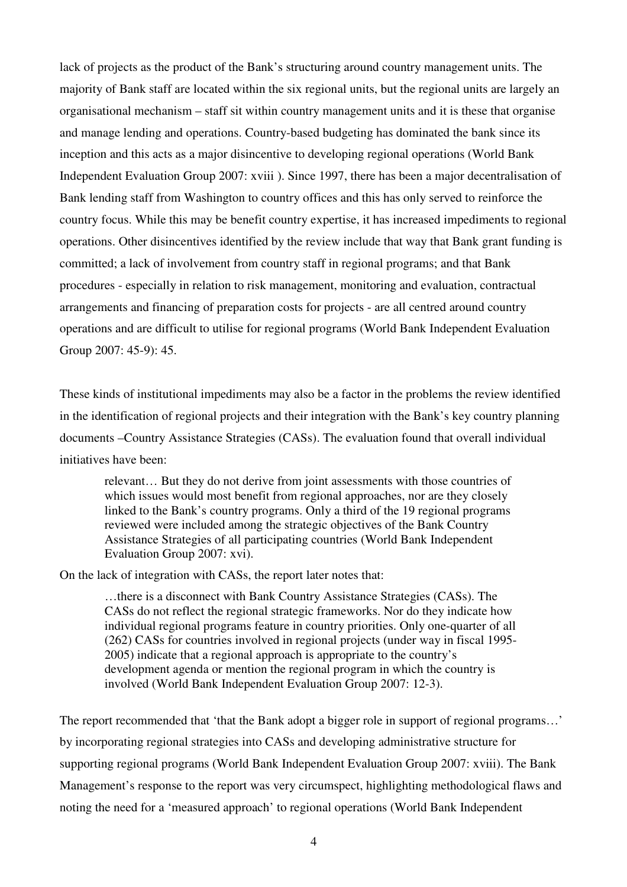lack of projects as the product of the Bank's structuring around country management units. The majority of Bank staff are located within the six regional units, but the regional units are largely an organisational mechanism – staff sit within country management units and it is these that organise and manage lending and operations. Country-based budgeting has dominated the bank since its inception and this acts as a major disincentive to developing regional operations (World Bank Independent Evaluation Group 2007: xviii ). Since 1997, there has been a major decentralisation of Bank lending staff from Washington to country offices and this has only served to reinforce the country focus. While this may be benefit country expertise, it has increased impediments to regional operations. Other disincentives identified by the review include that way that Bank grant funding is committed; a lack of involvement from country staff in regional programs; and that Bank procedures - especially in relation to risk management, monitoring and evaluation, contractual arrangements and financing of preparation costs for projects - are all centred around country operations and are difficult to utilise for regional programs (World Bank Independent Evaluation Group 2007: 45-9): 45.

These kinds of institutional impediments may also be a factor in the problems the review identified in the identification of regional projects and their integration with the Bank's key country planning documents –Country Assistance Strategies (CASs). The evaluation found that overall individual initiatives have been:

> relevant… But they do not derive from joint assessments with those countries of which issues would most benefit from regional approaches, nor are they closely linked to the Bank's country programs. Only a third of the 19 regional programs reviewed were included among the strategic objectives of the Bank Country Assistance Strategies of all participating countries (World Bank Independent Evaluation Group 2007: xvi).

On the lack of integration with CASs, the report later notes that:

> …there is a disconnect with Bank Country Assistance Strategies (CASs). The CASs do not reflect the regional strategic frameworks. Nor do they indicate how individual regional programs feature in country priorities. Only one-quarter of all (262) CASs for countries involved in regional projects (under way in fiscal 1995-2005) indicate that a regional approach is appropriate to the country's development agenda or mention the regional program in which the country is involved (World Bank Independent Evaluation Group 2007: 12-3).

The report recommended that 'that the Bank adopt a bigger role in support of regional programs…' by incorporating regional strategies into CASs and developing administrative structure for supporting regional programs (World Bank Independent Evaluation Group 2007: xviii). The Bank Management's response to the report was very circumspect, highlighting methodological flaws and noting the need for a 'measured approach' to regional operations (World Bank Independent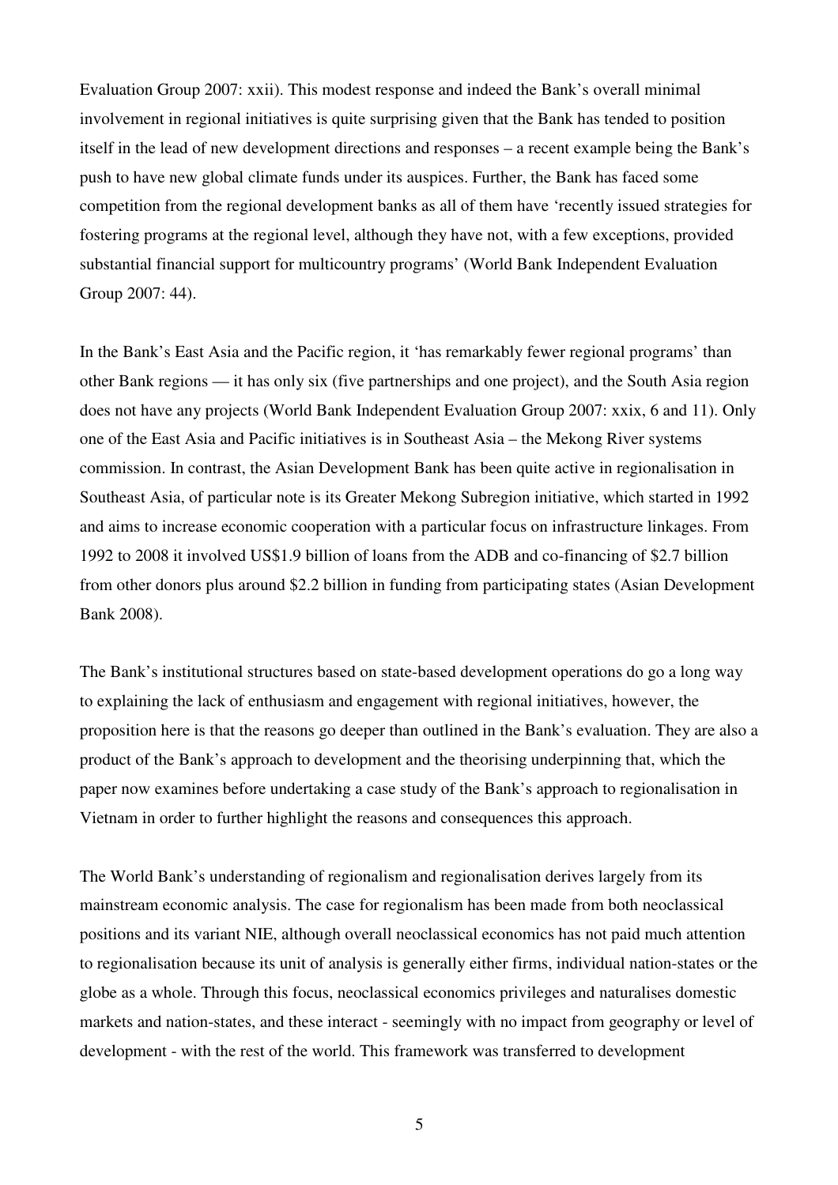Evaluation Group 2007: xxii). This modest response and indeed the Bank's overall minimal involvement in regional initiatives is quite surprising given that the Bank has tended to position itself in the lead of new development directions and responses – a recent example being the Bank's push to have new global climate funds under its auspices. Further, the Bank has faced some competition from the regional development banks as all of them have 'recently issued strategies for fostering programs at the regional level, although they have not, with a few exceptions, provided substantial financial support for multicountry programs' (World Bank Independent Evaluation Group 2007: 44).

In the Bank's East Asia and the Pacific region, it 'has remarkably fewer regional programs' than other Bank regions — it has only six (five partnerships and one project), and the South Asia region does not have any projects (World Bank Independent Evaluation Group 2007: xxix, 6 and 11). Only one of the East Asia and Pacific initiatives is in Southeast Asia – the Mekong River systems commission. In contrast, the Asian Development Bank has been quite active in regionalisation in Southeast Asia, of particular note is its Greater Mekong Subregion initiative, which started in 1992 and aims to increase economic cooperation with a particular focus on infrastructure linkages. From 1992 to 2008 it involved US$1.9 billion of loans from the ADB and co-financing of $2.7 billion from other donors plus around $2.2 billion in funding from participating states (Asian Development Bank 2008).

The Bank's institutional structures based on state-based development operations do go a long way to explaining the lack of enthusiasm and engagement with regional initiatives, however, the proposition here is that the reasons go deeper than outlined in the Bank's evaluation. They are also a product of the Bank's approach to development and the theorising underpinning that, which the paper now examines before undertaking a case study of the Bank's approach to regionalisation in Vietnam in order to further highlight the reasons and consequences this approach.

The World Bank's understanding of regionalism and regionalisation derives largely from its mainstream economic analysis. The case for regionalism has been made from both neoclassical positions and its variant NIE, although overall neoclassical economics has not paid much attention to regionalisation because its unit of analysis is generally either firms, individual nation-states or the globe as a whole. Through this focus, neoclassical economics privileges and naturalises domestic markets and nation-states, and these interact - seemingly with no impact from geography or level of development - with the rest of the world. This framework was transferred to development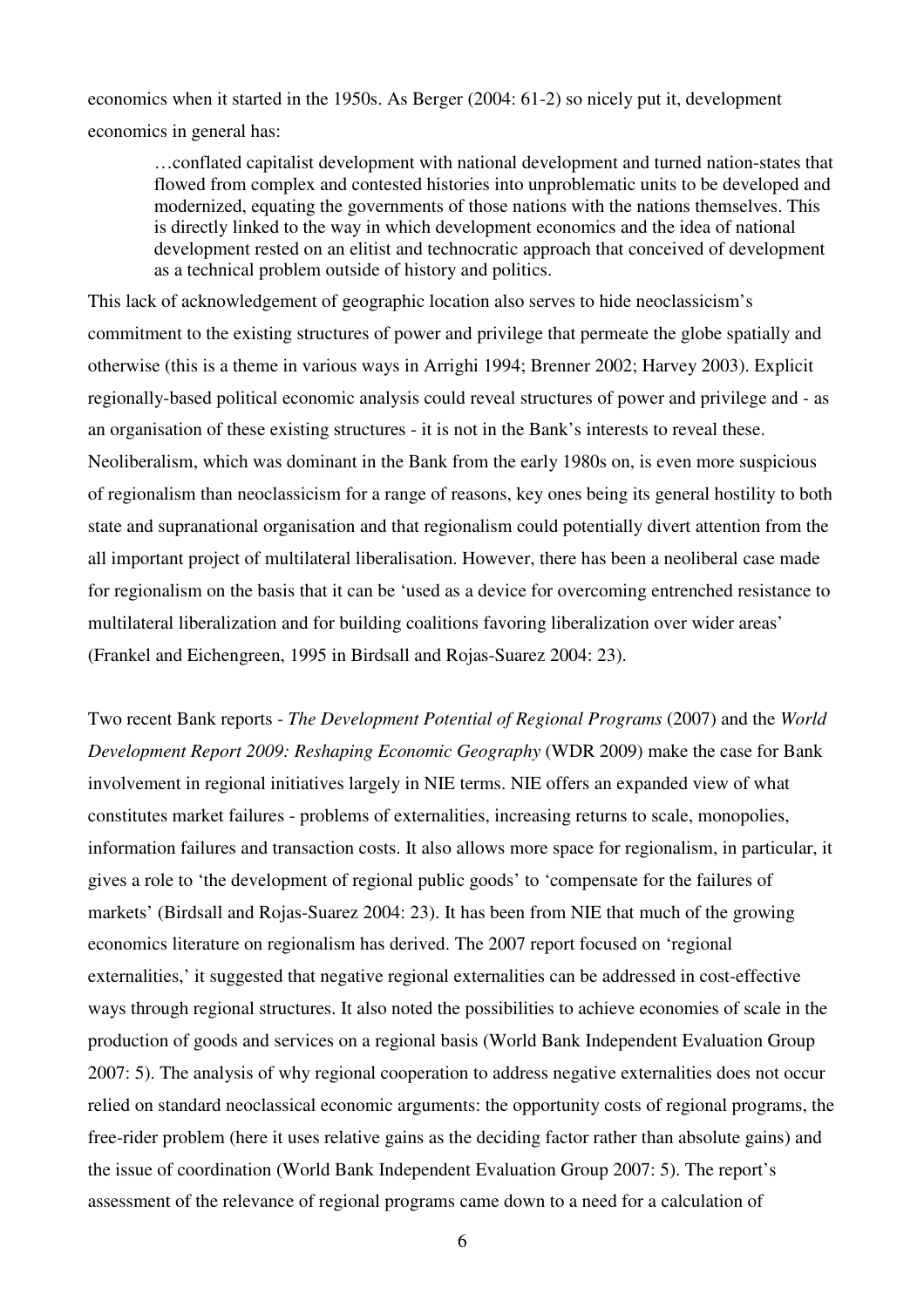economics when it started in the 1950s. As Berger (2004: 61-2) so nicely put it, development economics in general has:

> …conflated capitalist development with national development and turned nation-states that flowed from complex and contested histories into unproblematic units to be developed and modernized, equating the governments of those nations with the nations themselves. This is directly linked to the way in which development economics and the idea of national development rested on an elitist and technocratic approach that conceived of development as a technical problem outside of history and politics.

This lack of acknowledgement of geographic location also serves to hide neoclassicism's commitment to the existing structures of power and privilege that permeate the globe spatially and otherwise (this is a theme in various ways in Arrighi 1994; Brenner 2002; Harvey 2003). Explicit regionally-based political economic analysis could reveal structures of power and privilege and - as an organisation of these existing structures - it is not in the Bank's interests to reveal these. Neoliberalism, which was dominant in the Bank from the early 1980s on, is even more suspicious of regionalism than neoclassicism for a range of reasons, key ones being its general hostility to both state and supranational organisation and that regionalism could potentially divert attention from the all important project of multilateral liberalisation. However, there has been a neoliberal case made for regionalism on the basis that it can be 'used as a device for overcoming entrenched resistance to multilateral liberalization and for building coalitions favoring liberalization over wider areas' (Frankel and Eichengreen, 1995 in Birdsall and Rojas-Suarez 2004: 23).

Two recent Bank reports - *The Development Potential of Regional Programs* (2007) and the *World Development Report 2009: Reshaping Economic Geography* (WDR 2009) make the case for Bank involvement in regional initiatives largely in NIE terms. NIE offers an expanded view of what constitutes market failures - problems of externalities, increasing returns to scale, monopolies, information failures and transaction costs. It also allows more space for regionalism, in particular, it gives a role to 'the development of regional public goods' to 'compensate for the failures of markets' (Birdsall and Rojas-Suarez 2004: 23). It has been from NIE that much of the growing economics literature on regionalism has derived. The 2007 report focused on 'regional externalities,' it suggested that negative regional externalities can be addressed in cost-effective ways through regional structures. It also noted the possibilities to achieve economies of scale in the production of goods and services on a regional basis (World Bank Independent Evaluation Group 2007: 5). The analysis of why regional cooperation to address negative externalities does not occur relied on standard neoclassical economic arguments: the opportunity costs of regional programs, the free-rider problem (here it uses relative gains as the deciding factor rather than absolute gains) and the issue of coordination (World Bank Independent Evaluation Group 2007: 5). The report's assessment of the relevance of regional programs came down to a need for a calculation of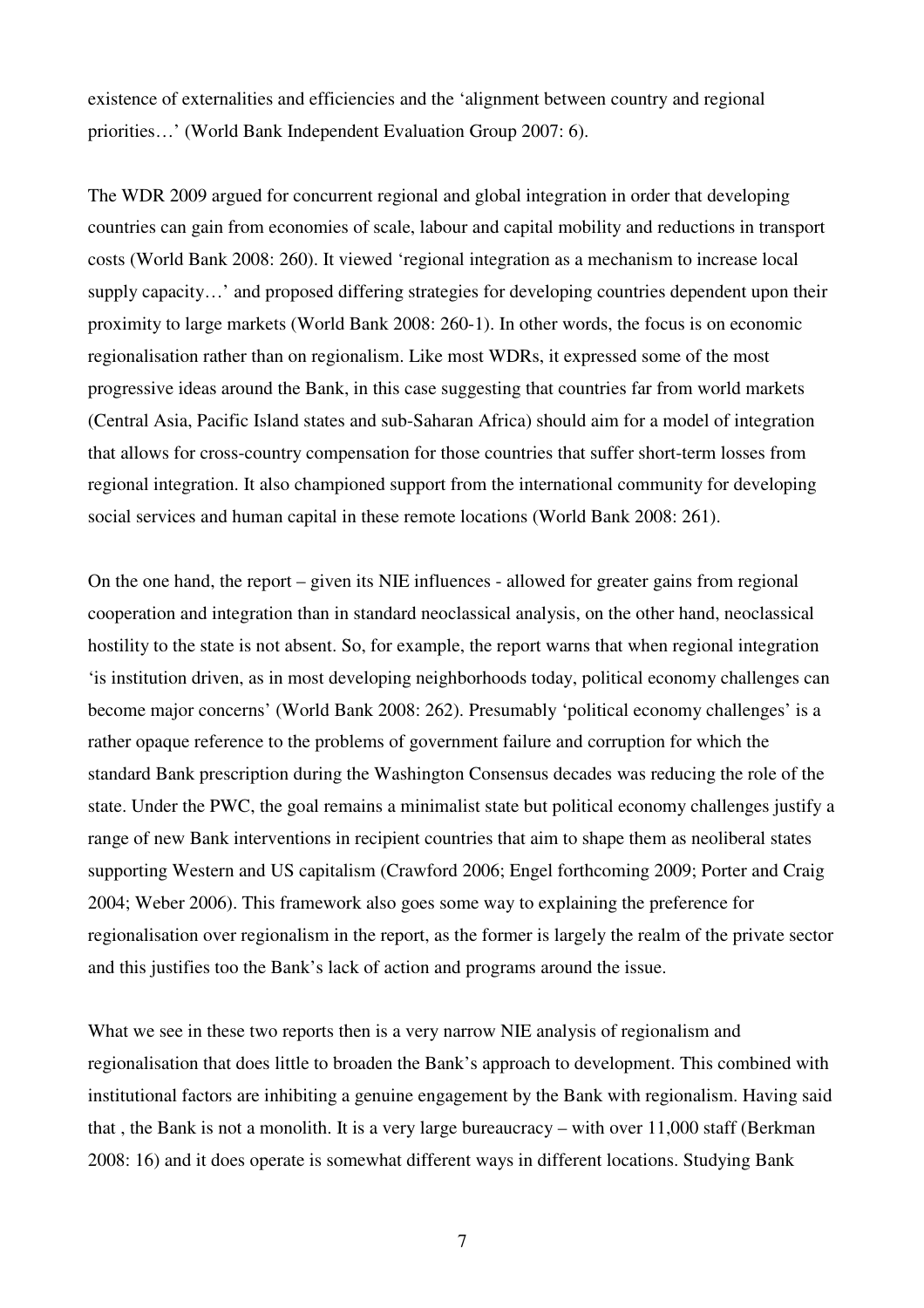existence of externalities and efficiencies and the 'alignment between country and regional priorities…' (World Bank Independent Evaluation Group 2007: 6).

The WDR 2009 argued for concurrent regional and global integration in order that developing countries can gain from economies of scale, labour and capital mobility and reductions in transport costs (World Bank 2008: 260). It viewed 'regional integration as a mechanism to increase local supply capacity…' and proposed differing strategies for developing countries dependent upon their proximity to large markets (World Bank 2008: 260-1). In other words, the focus is on economic regionalisation rather than on regionalism. Like most WDRs, it expressed some of the most progressive ideas around the Bank, in this case suggesting that countries far from world markets (Central Asia, Pacific Island states and sub-Saharan Africa) should aim for a model of integration that allows for cross-country compensation for those countries that suffer short-term losses from regional integration. It also championed support from the international community for developing social services and human capital in these remote locations (World Bank 2008: 261).

On the one hand, the report – given its NIE influences - allowed for greater gains from regional cooperation and integration than in standard neoclassical analysis, on the other hand, neoclassical hostility to the state is not absent. So, for example, the report warns that when regional integration 'is institution driven, as in most developing neighborhoods today, political economy challenges can become major concerns' (World Bank 2008: 262). Presumably 'political economy challenges' is a rather opaque reference to the problems of government failure and corruption for which the standard Bank prescription during the Washington Consensus decades was reducing the role of the state. Under the PWC, the goal remains a minimalist state but political economy challenges justify a range of new Bank interventions in recipient countries that aim to shape them as neoliberal states supporting Western and US capitalism (Crawford 2006; Engel forthcoming 2009; Porter and Craig 2004; Weber 2006). This framework also goes some way to explaining the preference for regionalisation over regionalism in the report, as the former is largely the realm of the private sector and this justifies too the Bank's lack of action and programs around the issue.

What we see in these two reports then is a very narrow NIE analysis of regionalism and regionalisation that does little to broaden the Bank's approach to development. This combined with institutional factors are inhibiting a genuine engagement by the Bank with regionalism. Having said that , the Bank is not a monolith. It is a very large bureaucracy – with over 11,000 staff (Berkman 2008: 16) and it does operate is somewhat different ways in different locations. Studying Bank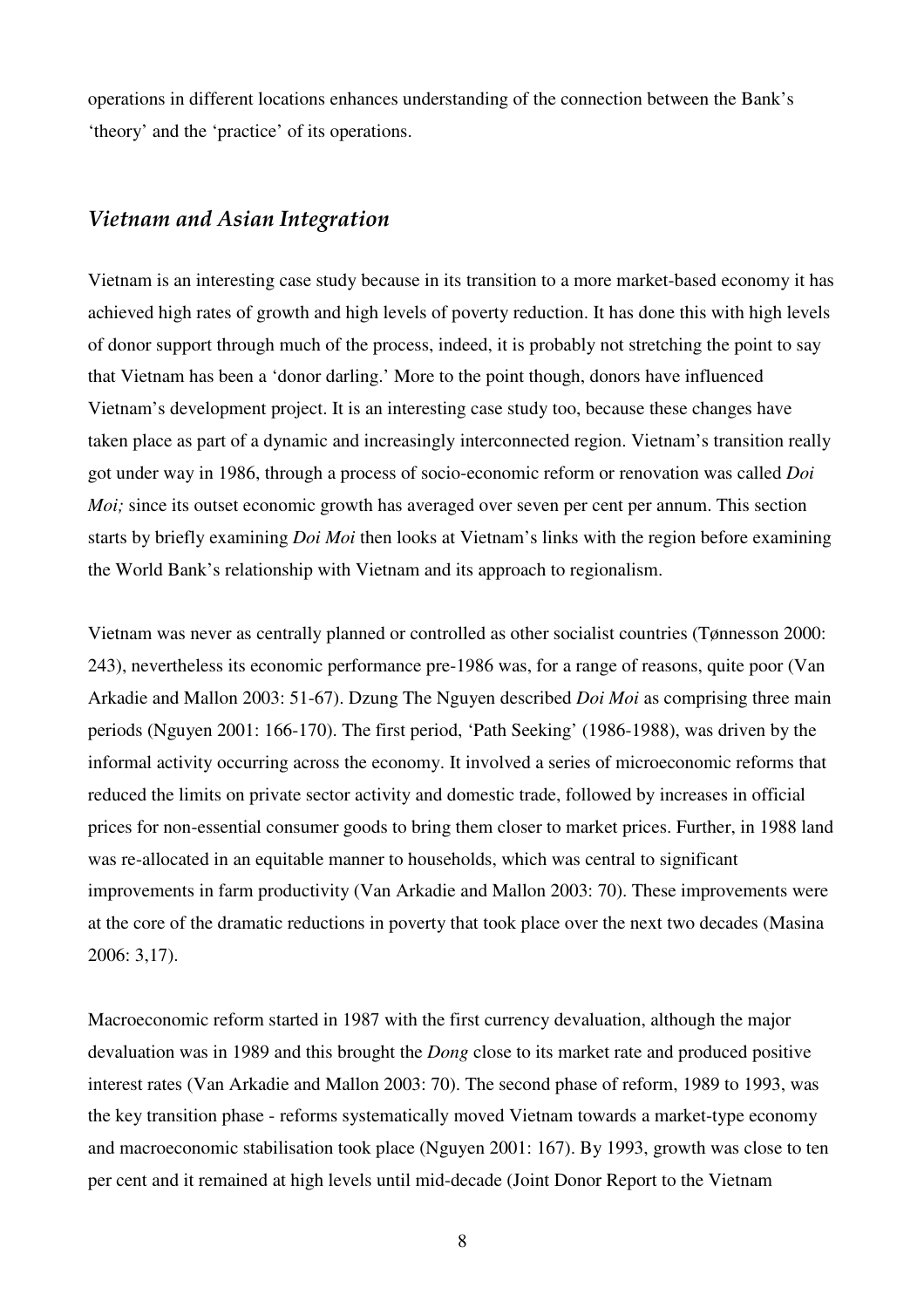operations in different locations enhances understanding of the connection between the Bank's 'theory' and the 'practice' of its operations.

## *Vietnam and Asian Integration*

Vietnam is an interesting case study because in its transition to a more market-based economy it has achieved high rates of growth and high levels of poverty reduction. It has done this with high levels of donor support through much of the process, indeed, it is probably not stretching the point to say that Vietnam has been a 'donor darling.' More to the point though, donors have influenced Vietnam's development project. It is an interesting case study too, because these changes have taken place as part of a dynamic and increasingly interconnected region. Vietnam's transition really got under way in 1986, through a process of socio-economic reform or renovation was called *Doi Moi;* since its outset economic growth has averaged over seven per cent per annum. This section starts by briefly examining *Doi Moi* then looks at Vietnam's links with the region before examining the World Bank's relationship with Vietnam and its approach to regionalism.

Vietnam was never as centrally planned or controlled as other socialist countries (Tønnesson 2000: 243), nevertheless its economic performance pre-1986 was, for a range of reasons, quite poor (Van Arkadie and Mallon 2003: 51-67). Dzung The Nguyen described *Doi Moi* as comprising three main periods (Nguyen 2001: 166-170). The first period, 'Path Seeking' (1986-1988), was driven by the informal activity occurring across the economy. It involved a series of microeconomic reforms that reduced the limits on private sector activity and domestic trade, followed by increases in official prices for non-essential consumer goods to bring them closer to market prices. Further, in 1988 land was re-allocated in an equitable manner to households, which was central to significant improvements in farm productivity (Van Arkadie and Mallon 2003: 70). These improvements were at the core of the dramatic reductions in poverty that took place over the next two decades (Masina 2006: 3,17).

Macroeconomic reform started in 1987 with the first currency devaluation, although the major devaluation was in 1989 and this brought the *Dong* close to its market rate and produced positive interest rates (Van Arkadie and Mallon 2003: 70). The second phase of reform, 1989 to 1993, was the key transition phase - reforms systematically moved Vietnam towards a market-type economy and macroeconomic stabilisation took place (Nguyen 2001: 167). By 1993, growth was close to ten per cent and it remained at high levels until mid-decade (Joint Donor Report to the Vietnam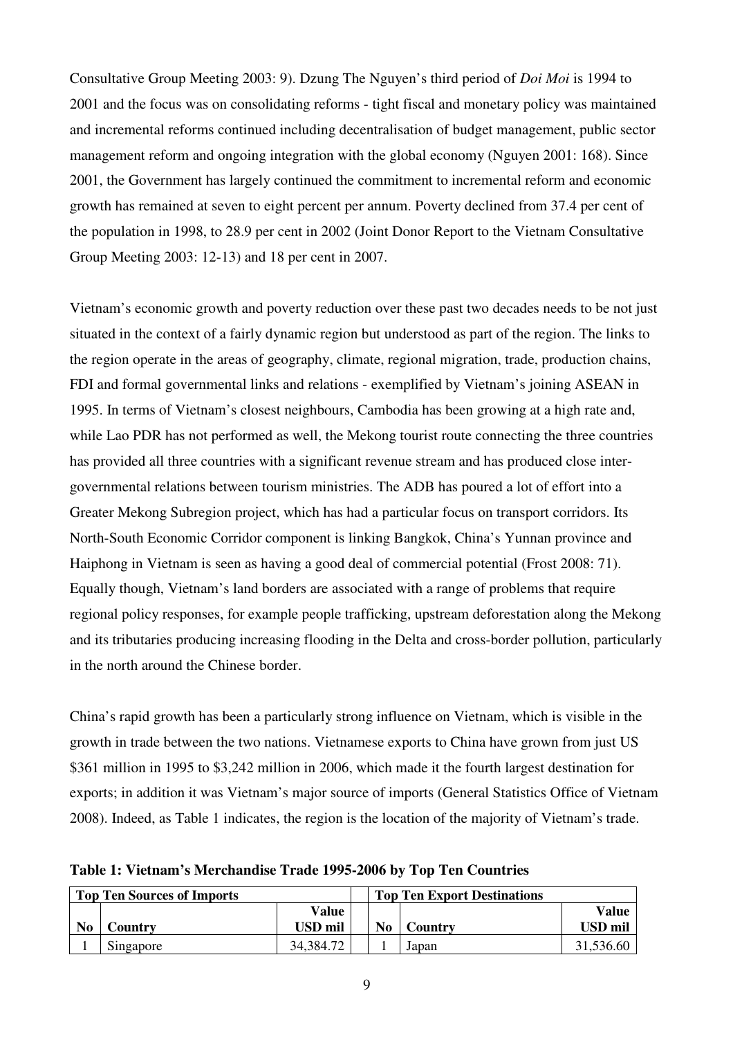Consultative Group Meeting 2003: 9). Dzung The Nguyen's third period of *Doi Moi* is 1994 to 2001 and the focus was on consolidating reforms - tight fiscal and monetary policy was maintained and incremental reforms continued including decentralisation of budget management, public sector management reform and ongoing integration with the global economy (Nguyen 2001: 168). Since 2001, the Government has largely continued the commitment to incremental reform and economic growth has remained at seven to eight percent per annum. Poverty declined from 37.4 per cent of the population in 1998, to 28.9 per cent in 2002 (Joint Donor Report to the Vietnam Consultative Group Meeting 2003: 12-13) and 18 per cent in 2007.

Vietnam's economic growth and poverty reduction over these past two decades needs to be not just situated in the context of a fairly dynamic region but understood as part of the region. The links to the region operate in the areas of geography, climate, regional migration, trade, production chains, FDI and formal governmental links and relations - exemplified by Vietnam's joining ASEAN in 1995. In terms of Vietnam's closest neighbours, Cambodia has been growing at a high rate and, while Lao PDR has not performed as well, the Mekong tourist route connecting the three countries has provided all three countries with a significant revenue stream and has produced close inter-governmental relations between tourism ministries. The ADB has poured a lot of effort into a Greater Mekong Subregion project, which has had a particular focus on transport corridors. Its North-South Economic Corridor component is linking Bangkok, China's Yunnan province and Haiphong in Vietnam is seen as having a good deal of commercial potential (Frost 2008: 71). Equally though, Vietnam's land borders are associated with a range of problems that require regional policy responses, for example people trafficking, upstream deforestation along the Mekong and its tributaries producing increasing flooding in the Delta and cross-border pollution, particularly in the north around the Chinese border.

China's rapid growth has been a particularly strong influence on Vietnam, which is visible in the growth in trade between the two nations. Vietnamese exports to China have grown from just US $361 million in 1995 to $3,242 million in 2006, which made it the fourth largest destination for exports; in addition it was Vietnam's major source of imports (General Statistics Office of Vietnam 2008). Indeed, as Table 1 indicates, the region is the location of the majority of Vietnam's trade.

**Table 1: Vietnam's Merchandise Trade 1995-2006 by Top Ten Countries**

| Top Ten Sources of Imports | | | | Top Ten Export Destinations | | |
|---|---|---|---|---|---|---|
| No | Country | Value USD mil | | No | Country | Value USD mil |
| 1 | Singapore | 34,384.72 | | 1 | Japan | 31,536.60 |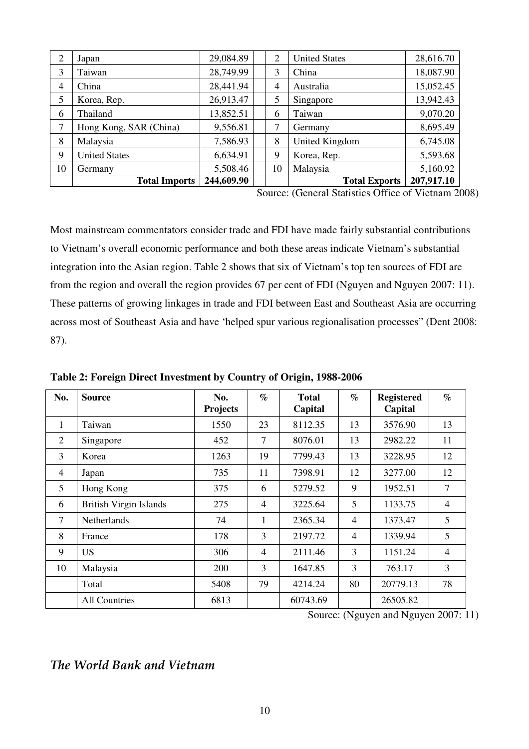| 2 | Japan | 29,084.89 | | 2 | United States | 28,616.70 |
|---|---|---|---|---|---|---|
| 3 | Taiwan | 28,749.99 | | 3 | China | 18,087.90 |
| 4 | China | 28,441.94 | | 4 | Australia | 15,052.45 |
| 5 | Korea, Rep. | 26,913.47 | | 5 | Singapore | 13,942.43 |
| 6 | Thailand | 13,852.51 | | 6 | Taiwan | 9,070.20 |
| 7 | Hong Kong, SAR (China) | 9,556.81 | | 7 | Germany | 8,695.49 |
| 8 | Malaysia | 7,586.93 | | 8 | United Kingdom | 6,745.08 |
| 9 | United States | 6,634.91 | | 9 | Korea, Rep. | 5,593.68 |
| 10 | Germany | 5,508.46 | | 10 | Malaysia | 5,160.92 |
| | **Total Imports** | **244,609.90** | | | **Total Exports** | **207,917.10** |

Source: (General Statistics Office of Vietnam 2008)

Most mainstream commentators consider trade and FDI have made fairly substantial contributions to Vietnam's overall economic performance and both these areas indicate Vietnam's substantial integration into the Asian region. Table 2 shows that six of Vietnam's top ten sources of FDI are from the region and overall the region provides 67 per cent of FDI (Nguyen and Nguyen 2007: 11). These patterns of growing linkages in trade and FDI between East and Southeast Asia are occurring across most of Southeast Asia and have 'helped spur various regionalisation processes" (Dent 2008: 87).

**Table 2: Foreign Direct Investment by Country of Origin, 1988-2006**

| No. | Source | No. Projects | % | Total Capital | % | Registered Capital | % |
|---|---|---|---|---|---|---|---|
| 1 | Taiwan | 1550 | 23 | 8112.35 | 13 | 3576.90 | 13 |
| 2 | Singapore | 452 | 7 | 8076.01 | 13 | 2982.22 | 11 |
| 3 | Korea | 1263 | 19 | 7799.43 | 13 | 3228.95 | 12 |
| 4 | Japan | 735 | 11 | 7398.91 | 12 | 3277.00 | 12 |
| 5 | Hong Kong | 375 | 6 | 5279.52 | 9 | 1952.51 | 7 |
| 6 | British Virgin Islands | 275 | 4 | 3225.64 | 5 | 1133.75 | 4 |
| 7 | Netherlands | 74 | 1 | 2365.34 | 4 | 1373.47 | 5 |
| 8 | France | 178 | 3 | 2197.72 | 4 | 1339.94 | 5 |
| 9 | US | 306 | 4 | 2111.46 | 3 | 1151.24 | 4 |
| 10 | Malaysia | 200 | 3 | 1647.85 | 3 | 763.17 | 3 |
| | Total | 5408 | 79 | 4214.24 | 80 | 20779.13 | 78 |
| | All Countries | 6813 | | 60743.69 | | 26505.82 | |

Source: (Nguyen and Nguyen 2007: 11)

## *The World Bank and Vietnam*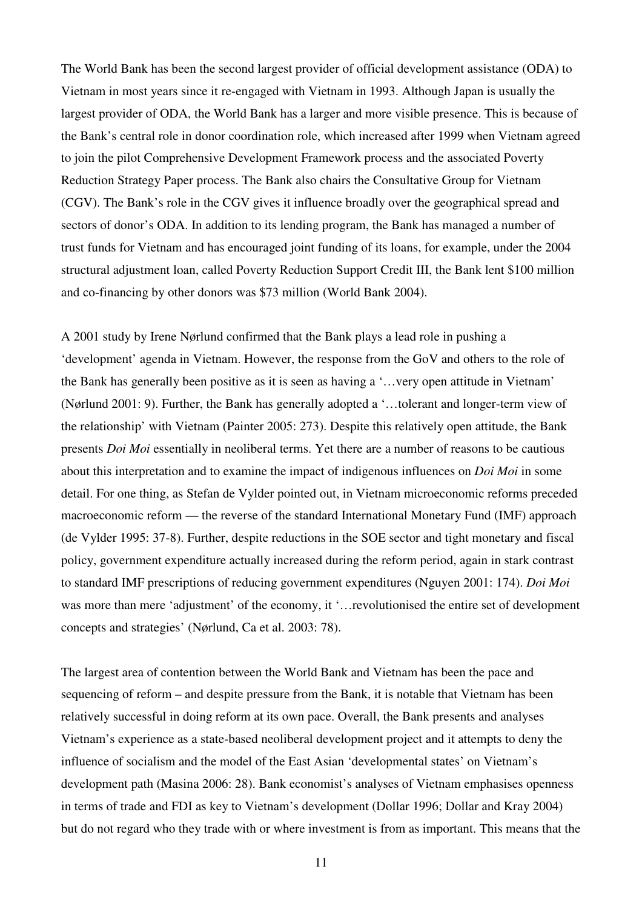The World Bank has been the second largest provider of official development assistance (ODA) to Vietnam in most years since it re-engaged with Vietnam in 1993. Although Japan is usually the largest provider of ODA, the World Bank has a larger and more visible presence. This is because of the Bank's central role in donor coordination role, which increased after 1999 when Vietnam agreed to join the pilot Comprehensive Development Framework process and the associated Poverty Reduction Strategy Paper process. The Bank also chairs the Consultative Group for Vietnam (CGV). The Bank's role in the CGV gives it influence broadly over the geographical spread and sectors of donor's ODA. In addition to its lending program, the Bank has managed a number of trust funds for Vietnam and has encouraged joint funding of its loans, for example, under the 2004 structural adjustment loan, called Poverty Reduction Support Credit III, the Bank lent $100 million and co-financing by other donors was $73 million (World Bank 2004).

A 2001 study by Irene Nørlund confirmed that the Bank plays a lead role in pushing a 'development' agenda in Vietnam. However, the response from the GoV and others to the role of the Bank has generally been positive as it is seen as having a '…very open attitude in Vietnam' (Nørlund 2001: 9). Further, the Bank has generally adopted a '…tolerant and longer-term view of the relationship' with Vietnam (Painter 2005: 273). Despite this relatively open attitude, the Bank presents *Doi Moi* essentially in neoliberal terms. Yet there are a number of reasons to be cautious about this interpretation and to examine the impact of indigenous influences on *Doi Moi* in some detail. For one thing, as Stefan de Vylder pointed out, in Vietnam microeconomic reforms preceded macroeconomic reform — the reverse of the standard International Monetary Fund (IMF) approach (de Vylder 1995: 37-8). Further, despite reductions in the SOE sector and tight monetary and fiscal policy, government expenditure actually increased during the reform period, again in stark contrast to standard IMF prescriptions of reducing government expenditures (Nguyen 2001: 174). *Doi Moi* was more than mere 'adjustment' of the economy, it '…revolutionised the entire set of development concepts and strategies' (Nørlund, Ca et al. 2003: 78).

The largest area of contention between the World Bank and Vietnam has been the pace and sequencing of reform – and despite pressure from the Bank, it is notable that Vietnam has been relatively successful in doing reform at its own pace. Overall, the Bank presents and analyses Vietnam's experience as a state-based neoliberal development project and it attempts to deny the influence of socialism and the model of the East Asian 'developmental states' on Vietnam's development path (Masina 2006: 28). Bank economist's analyses of Vietnam emphasises openness in terms of trade and FDI as key to Vietnam's development (Dollar 1996; Dollar and Kray 2004) but do not regard who they trade with or where investment is from as important. This means that the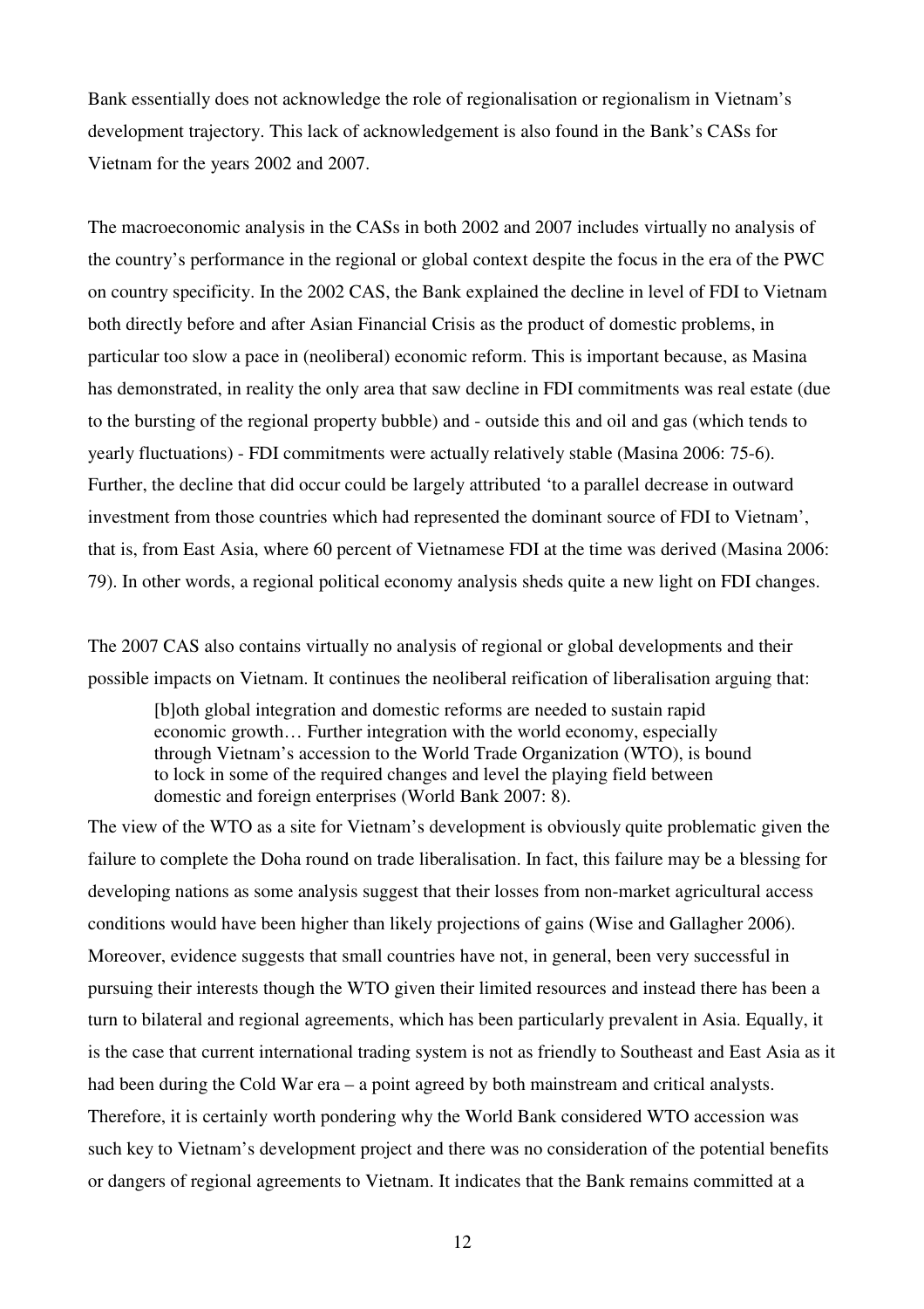Bank essentially does not acknowledge the role of regionalisation or regionalism in Vietnam's development trajectory. This lack of acknowledgement is also found in the Bank's CASs for Vietnam for the years 2002 and 2007.

The macroeconomic analysis in the CASs in both 2002 and 2007 includes virtually no analysis of the country's performance in the regional or global context despite the focus in the era of the PWC on country specificity. In the 2002 CAS, the Bank explained the decline in level of FDI to Vietnam both directly before and after Asian Financial Crisis as the product of domestic problems, in particular too slow a pace in (neoliberal) economic reform. This is important because, as Masina has demonstrated, in reality the only area that saw decline in FDI commitments was real estate (due to the bursting of the regional property bubble) and - outside this and oil and gas (which tends to yearly fluctuations) - FDI commitments were actually relatively stable (Masina 2006: 75-6). Further, the decline that did occur could be largely attributed 'to a parallel decrease in outward investment from those countries which had represented the dominant source of FDI to Vietnam', that is, from East Asia, where 60 percent of Vietnamese FDI at the time was derived (Masina 2006: 79). In other words, a regional political economy analysis sheds quite a new light on FDI changes.

The 2007 CAS also contains virtually no analysis of regional or global developments and their possible impacts on Vietnam. It continues the neoliberal reification of liberalisation arguing that:

> [b]oth global integration and domestic reforms are needed to sustain rapid economic growth… Further integration with the world economy, especially through Vietnam's accession to the World Trade Organization (WTO), is bound to lock in some of the required changes and level the playing field between domestic and foreign enterprises (World Bank 2007: 8).

The view of the WTO as a site for Vietnam's development is obviously quite problematic given the failure to complete the Doha round on trade liberalisation. In fact, this failure may be a blessing for developing nations as some analysis suggest that their losses from non-market agricultural access conditions would have been higher than likely projections of gains (Wise and Gallagher 2006). Moreover, evidence suggests that small countries have not, in general, been very successful in pursuing their interests though the WTO given their limited resources and instead there has been a turn to bilateral and regional agreements, which has been particularly prevalent in Asia. Equally, it is the case that current international trading system is not as friendly to Southeast and East Asia as it had been during the Cold War era – a point agreed by both mainstream and critical analysts. Therefore, it is certainly worth pondering why the World Bank considered WTO accession was such key to Vietnam's development project and there was no consideration of the potential benefits or dangers of regional agreements to Vietnam. It indicates that the Bank remains committed at a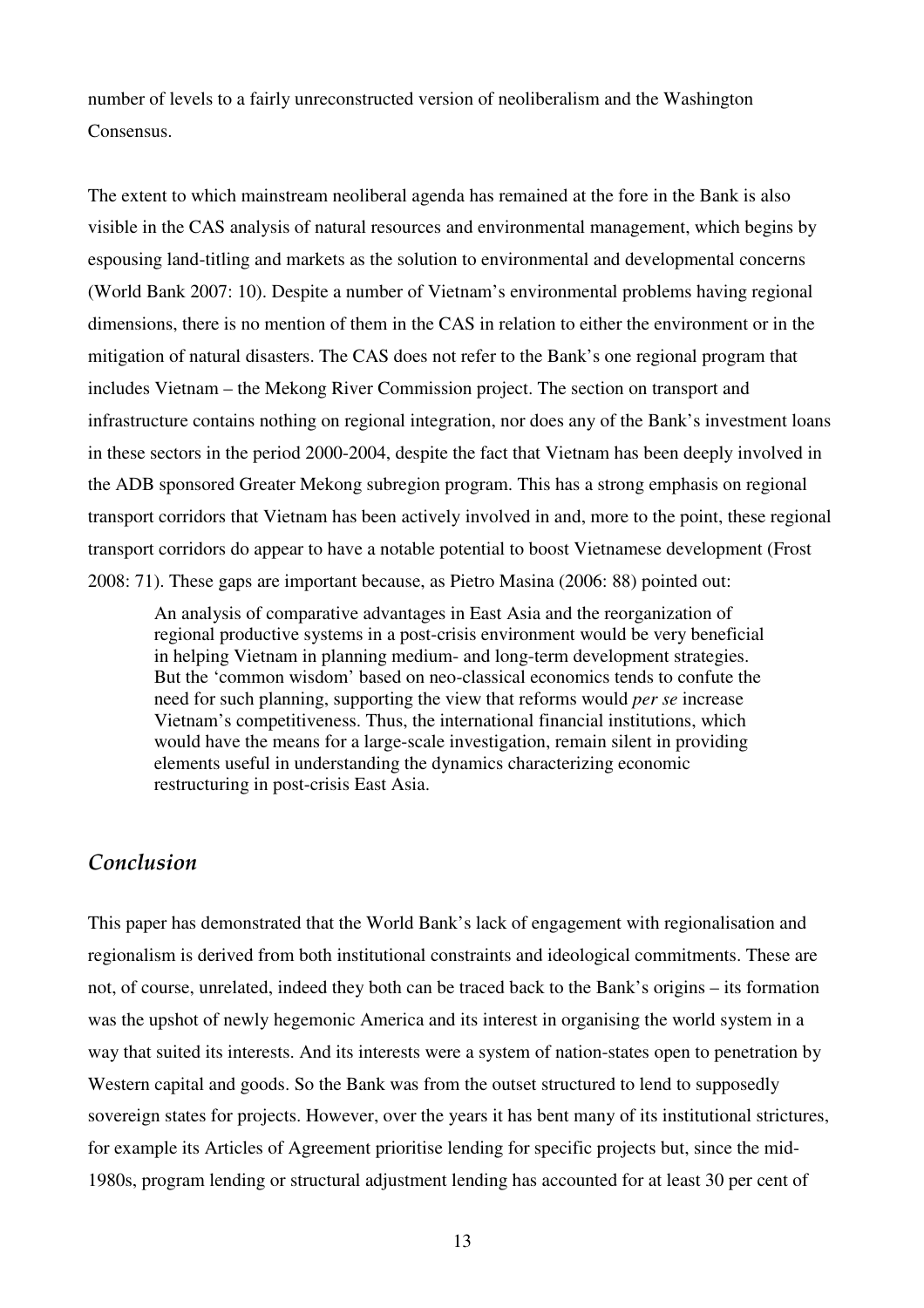number of levels to a fairly unreconstructed version of neoliberalism and the Washington Consensus.

The extent to which mainstream neoliberal agenda has remained at the fore in the Bank is also visible in the CAS analysis of natural resources and environmental management, which begins by espousing land-titling and markets as the solution to environmental and developmental concerns (World Bank 2007: 10). Despite a number of Vietnam's environmental problems having regional dimensions, there is no mention of them in the CAS in relation to either the environment or in the mitigation of natural disasters. The CAS does not refer to the Bank's one regional program that includes Vietnam – the Mekong River Commission project. The section on transport and infrastructure contains nothing on regional integration, nor does any of the Bank's investment loans in these sectors in the period 2000-2004, despite the fact that Vietnam has been deeply involved in the ADB sponsored Greater Mekong subregion program. This has a strong emphasis on regional transport corridors that Vietnam has been actively involved in and, more to the point, these regional transport corridors do appear to have a notable potential to boost Vietnamese development (Frost 2008: 71). These gaps are important because, as Pietro Masina (2006: 88) pointed out:

> An analysis of comparative advantages in East Asia and the reorganization of regional productive systems in a post-crisis environment would be very beneficial in helping Vietnam in planning medium- and long-term development strategies. But the 'common wisdom' based on neo-classical economics tends to confute the need for such planning, supporting the view that reforms would *per se* increase Vietnam's competitiveness. Thus, the international financial institutions, which would have the means for a large-scale investigation, remain silent in providing elements useful in understanding the dynamics characterizing economic restructuring in post-crisis East Asia.

## *Conclusion*

This paper has demonstrated that the World Bank's lack of engagement with regionalisation and regionalism is derived from both institutional constraints and ideological commitments. These are not, of course, unrelated, indeed they both can be traced back to the Bank's origins – its formation was the upshot of newly hegemonic America and its interest in organising the world system in a way that suited its interests. And its interests were a system of nation-states open to penetration by Western capital and goods. So the Bank was from the outset structured to lend to supposedly sovereign states for projects. However, over the years it has bent many of its institutional strictures, for example its Articles of Agreement prioritise lending for specific projects but, since the mid-1980s, program lending or structural adjustment lending has accounted for at least 30 per cent of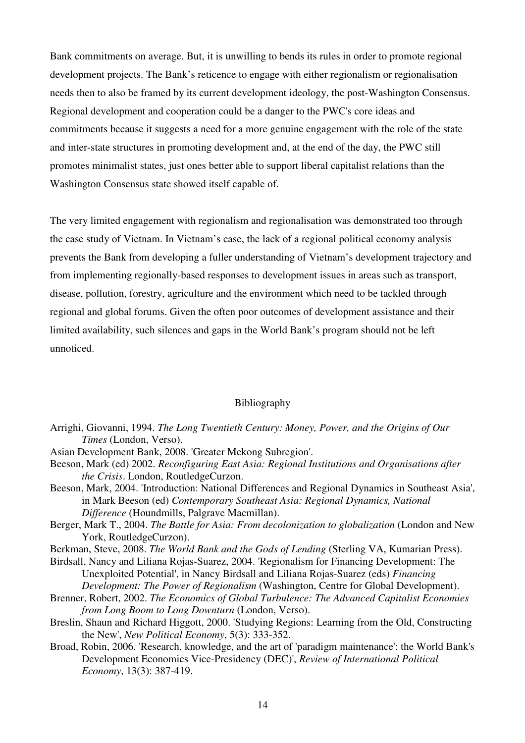Bank commitments on average. But, it is unwilling to bends its rules in order to promote regional development projects. The Bank's reticence to engage with either regionalism or regionalisation needs then to also be framed by its current development ideology, the post-Washington Consensus. Regional development and cooperation could be a danger to the PWC's core ideas and commitments because it suggests a need for a more genuine engagement with the role of the state and inter-state structures in promoting development and, at the end of the day, the PWC still promotes minimalist states, just ones better able to support liberal capitalist relations than the Washington Consensus state showed itself capable of.

The very limited engagement with regionalism and regionalisation was demonstrated too through the case study of Vietnam. In Vietnam's case, the lack of a regional political economy analysis prevents the Bank from developing a fuller understanding of Vietnam's development trajectory and from implementing regionally-based responses to development issues in areas such as transport, disease, pollution, forestry, agriculture and the environment which need to be tackled through regional and global forums. Given the often poor outcomes of development assistance and their limited availability, such silences and gaps in the World Bank's program should not be left unnoticed.

## Bibliography

Arrighi, Giovanni, 1994. *The Long Twentieth Century: Money, Power, and the Origins of Our Times* (London, Verso).

Asian Development Bank, 2008. 'Greater Mekong Subregion'.

Beeson, Mark (ed) 2002. *Reconfiguring East Asia: Regional Institutions and Organisations after the Crisis*. London, RoutledgeCurzon.

Beeson, Mark, 2004. 'Introduction: National Differences and Regional Dynamics in Southeast Asia', in Mark Beeson (ed) *Contemporary Southeast Asia: Regional Dynamics, National Difference* (Houndmills, Palgrave Macmillan).

Berger, Mark T., 2004. *The Battle for Asia: From decolonization to globalization* (London and New York, RoutledgeCurzon).

Berkman, Steve, 2008. *The World Bank and the Gods of Lending* (Sterling VA, Kumarian Press).

Birdsall, Nancy and Liliana Rojas-Suarez, 2004. 'Regionalism for Financing Development: The Unexploited Potential', in Nancy Birdsall and Liliana Rojas-Suarez (eds) *Financing Development: The Power of Regionalism* (Washington, Centre for Global Development).

Brenner, Robert, 2002. *The Economics of Global Turbulence: The Advanced Capitalist Economies from Long Boom to Long Downturn* (London, Verso).

Breslin, Shaun and Richard Higgott, 2000. 'Studying Regions: Learning from the Old, Constructing the New', *New Political Economy*, 5(3): 333-352.

Broad, Robin, 2006. 'Research, knowledge, and the art of 'paradigm maintenance': the World Bank's Development Economics Vice-Presidency (DEC)', *Review of International Political Economy*, 13(3): 387-419.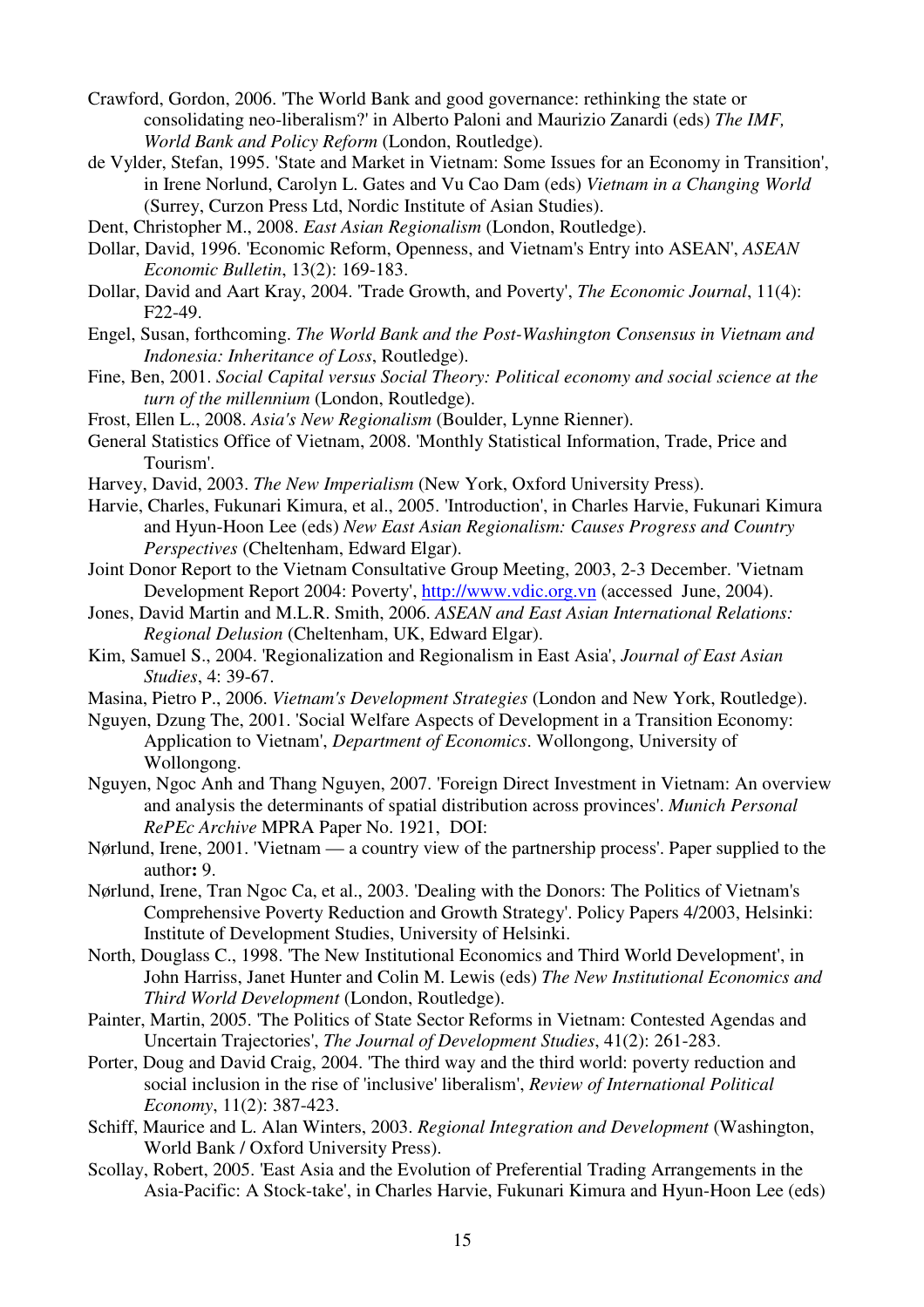Crawford, Gordon, 2006. 'The World Bank and good governance: rethinking the state or consolidating neo-liberalism?' in Alberto Paloni and Maurizio Zanardi (eds) *The IMF, World Bank and Policy Reform* (London, Routledge).

de Vylder, Stefan, 1995. 'State and Market in Vietnam: Some Issues for an Economy in Transition', in Irene Norlund, Carolyn L. Gates and Vu Cao Dam (eds) *Vietnam in a Changing World* (Surrey, Curzon Press Ltd, Nordic Institute of Asian Studies).

Dent, Christopher M., 2008. *East Asian Regionalism* (London, Routledge).

Dollar, David, 1996. 'Economic Reform, Openness, and Vietnam's Entry into ASEAN', *ASEAN Economic Bulletin*, 13(2): 169-183.

Dollar, David and Aart Kray, 2004. 'Trade Growth, and Poverty', *The Economic Journal*, 11(4): F22-49.

Engel, Susan, forthcoming. *The World Bank and the Post-Washington Consensus in Vietnam and Indonesia: Inheritance of Loss*, Routledge).

Fine, Ben, 2001. *Social Capital versus Social Theory: Political economy and social science at the turn of the millennium* (London, Routledge).

Frost, Ellen L., 2008. *Asia's New Regionalism* (Boulder, Lynne Rienner).

General Statistics Office of Vietnam, 2008. 'Monthly Statistical Information, Trade, Price and Tourism'.

Harvey, David, 2003. *The New Imperialism* (New York, Oxford University Press).

Harvie, Charles, Fukunari Kimura, et al., 2005. 'Introduction', in Charles Harvie, Fukunari Kimura and Hyun-Hoon Lee (eds) *New East Asian Regionalism: Causes Progress and Country Perspectives* (Cheltenham, Edward Elgar).

Joint Donor Report to the Vietnam Consultative Group Meeting, 2003, 2-3 December. 'Vietnam Development Report 2004: Poverty', http://www.vdic.org.vn (accessed June, 2004).

Jones, David Martin and M.L.R. Smith, 2006. *ASEAN and East Asian International Relations: Regional Delusion* (Cheltenham, UK, Edward Elgar).

Kim, Samuel S., 2004. 'Regionalization and Regionalism in East Asia', *Journal of East Asian Studies*, 4: 39-67.

Masina, Pietro P., 2006. *Vietnam's Development Strategies* (London and New York, Routledge).

Nguyen, Dzung The, 2001. 'Social Welfare Aspects of Development in a Transition Economy: Application to Vietnam', *Department of Economics*. Wollongong, University of Wollongong.

Nguyen, Ngoc Anh and Thang Nguyen, 2007. 'Foreign Direct Investment in Vietnam: An overview and analysis the determinants of spatial distribution across provinces'. *Munich Personal RePEc Archive* MPRA Paper No. 1921, DOI:

Nørlund, Irene, 2001. 'Vietnam — a country view of the partnership process'. Paper supplied to the author**:** 9.

Nørlund, Irene, Tran Ngoc Ca, et al., 2003. 'Dealing with the Donors: The Politics of Vietnam's Comprehensive Poverty Reduction and Growth Strategy'. Policy Papers 4/2003, Helsinki: Institute of Development Studies, University of Helsinki.

North, Douglass C., 1998. 'The New Institutional Economics and Third World Development', in John Harriss, Janet Hunter and Colin M. Lewis (eds) *The New Institutional Economics and Third World Development* (London, Routledge).

Painter, Martin, 2005. 'The Politics of State Sector Reforms in Vietnam: Contested Agendas and Uncertain Trajectories', *The Journal of Development Studies*, 41(2): 261-283.

Porter, Doug and David Craig, 2004. 'The third way and the third world: poverty reduction and social inclusion in the rise of 'inclusive' liberalism', *Review of International Political Economy*, 11(2): 387-423.

Schiff, Maurice and L. Alan Winters, 2003. *Regional Integration and Development* (Washington, World Bank / Oxford University Press).

Scollay, Robert, 2005. 'East Asia and the Evolution of Preferential Trading Arrangements in the Asia-Pacific: A Stock-take', in Charles Harvie, Fukunari Kimura and Hyun-Hoon Lee (eds)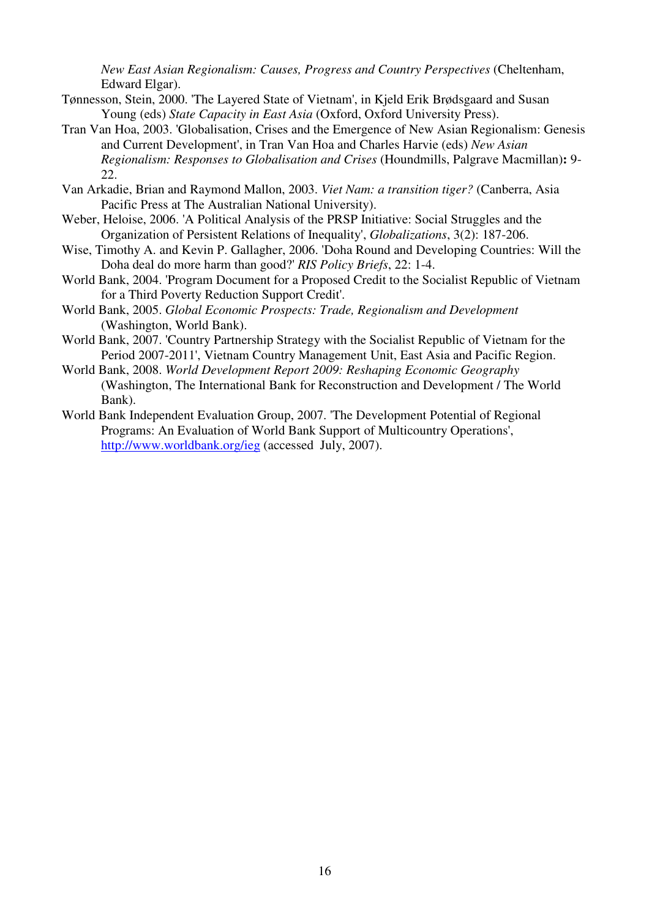*New East Asian Regionalism: Causes, Progress and Country Perspectives* (Cheltenham, Edward Elgar).

Tønnesson, Stein, 2000. 'The Layered State of Vietnam', in Kjeld Erik Brødsgaard and Susan Young (eds) *State Capacity in East Asia* (Oxford, Oxford University Press).

Tran Van Hoa, 2003. 'Globalisation, Crises and the Emergence of New Asian Regionalism: Genesis and Current Development', in Tran Van Hoa and Charles Harvie (eds) *New Asian Regionalism: Responses to Globalisation and Crises* (Houndmills, Palgrave Macmillan)**:** 9-22.

Van Arkadie, Brian and Raymond Mallon, 2003. *Viet Nam: a transition tiger?* (Canberra, Asia Pacific Press at The Australian National University).

Weber, Heloise, 2006. 'A Political Analysis of the PRSP Initiative: Social Struggles and the Organization of Persistent Relations of Inequality', *Globalizations*, 3(2): 187-206.

Wise, Timothy A. and Kevin P. Gallagher, 2006. 'Doha Round and Developing Countries: Will the Doha deal do more harm than good?' *RIS Policy Briefs*, 22: 1-4.

World Bank, 2004. 'Program Document for a Proposed Credit to the Socialist Republic of Vietnam for a Third Poverty Reduction Support Credit'.

World Bank, 2005. *Global Economic Prospects: Trade, Regionalism and Development* (Washington, World Bank).

World Bank, 2007. 'Country Partnership Strategy with the Socialist Republic of Vietnam for the Period 2007-2011', Vietnam Country Management Unit, East Asia and Pacific Region.

World Bank, 2008. *World Development Report 2009: Reshaping Economic Geography* (Washington, The International Bank for Reconstruction and Development / The World Bank).

World Bank Independent Evaluation Group, 2007. 'The Development Potential of Regional Programs: An Evaluation of World Bank Support of Multicountry Operations', http://www.worldbank.org/ieg (accessed July, 2007).